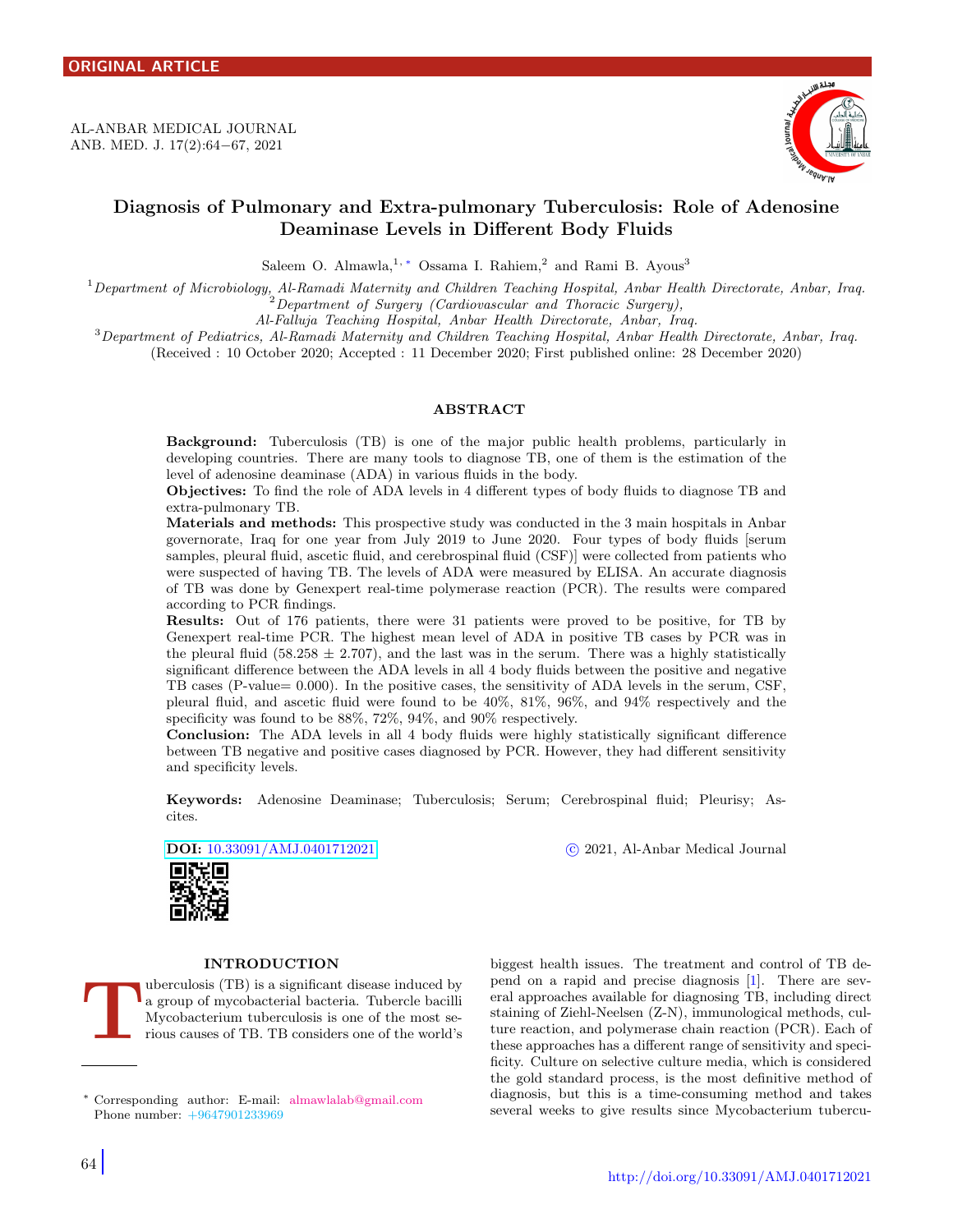ORIGINAL ARTICLE

# Diagnosis of Pulmonary and Extra-pulmonary Tuberculosis: Role of Adenosine Deaminase Levels in Different Body Fluids

Saleem O. Almawla,[1,*] Ossama I. Rahiem,[2] and Rami B. Ayous[3]

[1] *Department of Microbiology, Al-Ramadi Maternity and Children Teaching Hospital, Anbar Health Directorate, Anbar, Iraq.*
[2] *Department of Surgery (Cardiovascular and Thoracic Surgery), Al-Falluja Teaching Hospital, Anbar Health Directorate, Anbar, Iraq.*
[3] *Department of Pediatrics, Al-Ramadi Maternity and Children Teaching Hospital, Anbar Health Directorate, Anbar, Iraq.*

(Received : 10 October 2020; Accepted : 11 December 2020; First published online: 28 December 2020)

## ABSTRACT

**Background:** Tuberculosis (TB) is one of the major public health problems, particularly in developing countries. There are many tools to diagnose TB, one of them is the estimation of the level of adenosine deaminase (ADA) in various fluids in the body.

**Objectives:** To find the role of ADA levels in 4 different types of body fluids to diagnose TB and extra-pulmonary TB.

**Materials and methods:** This prospective study was conducted in the 3 main hospitals in Anbar governorate, Iraq for one year from July 2019 to June 2020. Four types of body fluids [serum samples, pleural fluid, ascetic fluid, and cerebrospinal fluid (CSF)] were collected from patients who were suspected of having TB. The levels of ADA were measured by ELISA. An accurate diagnosis of TB was done by Genexpert real-time polymerase reaction (PCR). The results were compared according to PCR findings.

**Results:** Out of 176 patients, there were 31 patients were proved to be positive, for TB by Genexpert real-time PCR. The highest mean level of ADA in positive TB cases by PCR was in the pleural fluid (58.258 ± 2.707), and the last was in the serum. There was a highly statistically significant difference between the ADA levels in all 4 body fluids between the positive and negative TB cases (P-value= 0.000). In the positive cases, the sensitivity of ADA levels in the serum, CSF, pleural fluid, and ascetic fluid were found to be 40%, 81%, 96%, and 94% respectively and the specificity was found to be 88%, 72%, 94%, and 90% respectively.

**Conclusion:** The ADA levels in all 4 body fluids were highly statistically significant difference between TB negative and positive cases diagnosed by PCR. However, they had different sensitivity and specificity levels.

**Keywords:** Adenosine Deaminase; Tuberculosis; Serum; Cerebrospinal fluid; Pleurisy; Ascites.

**DOI:** 10.33091/AMJ.0401712021

© 2021, Al-Anbar Medical Journal

## INTRODUCTION

Tuberculosis (TB) is a significant disease induced by a group of mycobacterial bacteria. Tubercle bacilli Mycobacterium tuberculosis is one of the most serious causes of TB. TB considers one of the world's biggest health issues. The treatment and control of TB depend on a rapid and precise diagnosis [1]. There are several approaches available for diagnosing TB, including direct staining of Ziehl-Neelsen (Z-N), immunological methods, culture reaction, and polymerase chain reaction (PCR). Each of these approaches has a different range of sensitivity and specificity. Culture on selective culture media, which is considered the gold standard process, is the most definitive method of diagnosis, but this is a time-consuming method and takes several weeks to give results since Mycobacterium tubercu-

* Corresponding author: E-mail: almawlalab@gmail.com
Phone number: +9647901233969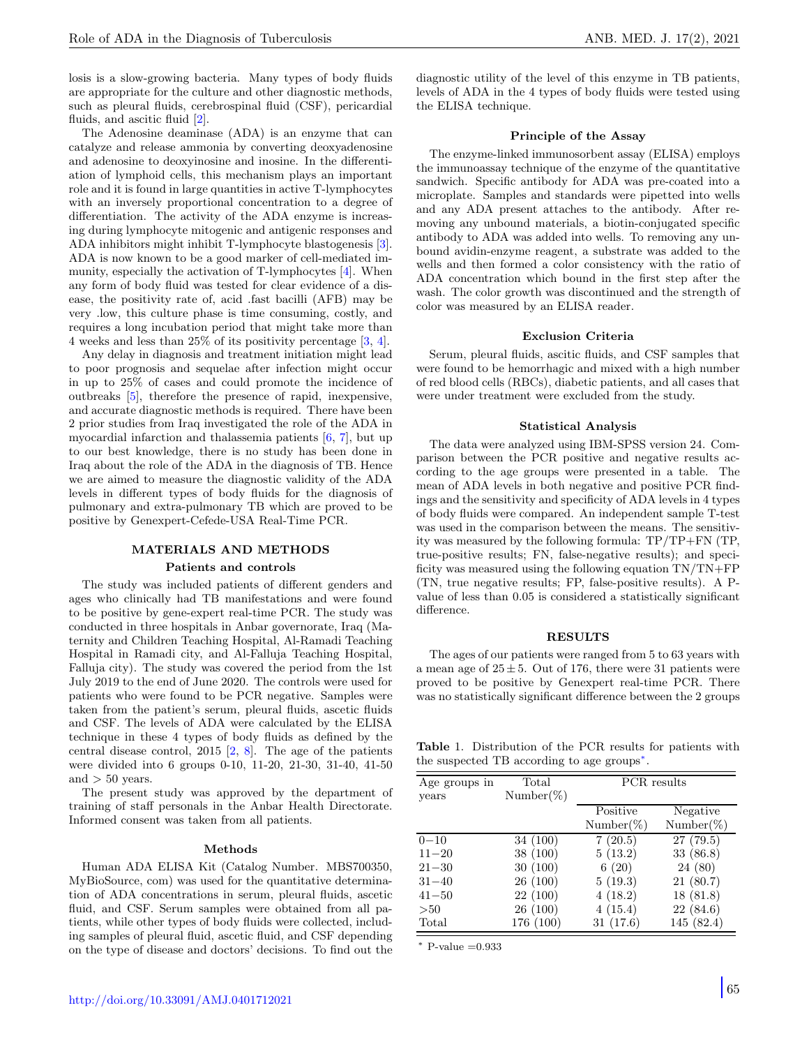losis is a slow-growing bacteria. Many types of body fluids are appropriate for the culture and other diagnostic methods, such as pleural fluids, cerebrospinal fluid (CSF), pericardial fluids, and ascitic fluid [2].

The Adenosine deaminase (ADA) is an enzyme that can catalyze and release ammonia by converting deoxyadenosine and adenosine to deoxyinosine and inosine. In the differentiation of lymphoid cells, this mechanism plays an important role and it is found in large quantities in active T-lymphocytes with an inversely proportional concentration to a degree of differentiation. The activity of the ADA enzyme is increasing during lymphocyte mitogenic and antigenic responses and ADA inhibitors might inhibit T-lymphocyte blastogenesis [3]. ADA is now known to be a good marker of cell-mediated immunity, especially the activation of T-lymphocytes [4]. When any form of body fluid was tested for clear evidence of a disease, the positivity rate of, acid .fast bacilli (AFB) may be very .low, this culture phase is time consuming, costly, and requires a long incubation period that might take more than 4 weeks and less than 25% of its positivity percentage [3, 4].

Any delay in diagnosis and treatment initiation might lead to poor prognosis and sequelae after infection might occur in up to 25% of cases and could promote the incidence of outbreaks [5], therefore the presence of rapid, inexpensive, and accurate diagnostic methods is required. There have been 2 prior studies from Iraq investigated the role of the ADA in myocardial infarction and thalassemia patients [6, 7], but up to our best knowledge, there is no study has been done in Iraq about the role of the ADA in the diagnosis of TB. Hence we are aimed to measure the diagnostic validity of the ADA levels in different types of body fluids for the diagnosis of pulmonary and extra-pulmonary TB which are proved to be positive by Genexpert-Cefede-USA Real-Time PCR.

## MATERIALS AND METHODS

### Patients and controls

The study was included patients of different genders and ages who clinically had TB manifestations and were found to be positive by gene-expert real-time PCR. The study was conducted in three hospitals in Anbar governorate, Iraq (Maternity and Children Teaching Hospital, Al-Ramadi Teaching Hospital in Ramadi city, and Al-Falluja Teaching Hospital, Falluja city). The study was covered the period from the 1st July 2019 to the end of June 2020. The controls were used for patients who were found to be PCR negative. Samples were taken from the patient's serum, pleural fluids, ascetic fluids and CSF. The levels of ADA were calculated by the ELISA technique in these 4 types of body fluids as defined by the central disease control, 2015 [2, 8]. The age of the patients were divided into 6 groups 0-10, 11-20, 21-30, 31-40, 41-50 and > 50 years.

The present study was approved by the department of training of staff personals in the Anbar Health Directorate. Informed consent was taken from all patients.

### Methods

Human ADA ELISA Kit (Catalog Number. MBS700350, MyBioSource, com) was used for the quantitative determination of ADA concentrations in serum, pleural fluids, ascetic fluid, and CSF. Serum samples were obtained from all patients, while other types of body fluids were collected, including samples of pleural fluid, ascetic fluid, and CSF depending on the type of disease and doctors' decisions. To find out the diagnostic utility of the level of this enzyme in TB patients, levels of ADA in the 4 types of body fluids were tested using the ELISA technique.

### Principle of the Assay

The enzyme-linked immunosorbent assay (ELISA) employs the immunoassay technique of the enzyme of the quantitative sandwich. Specific antibody for ADA was pre-coated into a microplate. Samples and standards were pipetted into wells and any ADA present attaches to the antibody. After removing any unbound materials, a biotin-conjugated specific antibody to ADA was added into wells. To removing any unbound avidin-enzyme reagent, a substrate was added to the wells and then formed a color consistency with the ratio of ADA concentration which bound in the first step after the wash. The color growth was discontinued and the strength of color was measured by an ELISA reader.

### Exclusion Criteria

Serum, pleural fluids, ascitic fluids, and CSF samples that were found to be hemorrhagic and mixed with a high number of red blood cells (RBCs), diabetic patients, and all cases that were under treatment were excluded from the study.

### Statistical Analysis

The data were analyzed using IBM-SPSS version 24. Comparison between the PCR positive and negative results according to the age groups were presented in a table. The mean of ADA levels in both negative and positive PCR findings and the sensitivity and specificity of ADA levels in 4 types of body fluids were compared. An independent sample T-test was used in the comparison between the means. The sensitivity was measured by the following formula: TP/TP+FN (TP, true-positive results; FN, false-negative results); and specificity was measured using the following equation TN/TN+FP (TN, true negative results; FP, false-positive results). A P-value of less than 0.05 is considered a statistically significant difference.

## RESULTS

The ages of our patients were ranged from 5 to 63 years with a mean age of $25 \pm 5$. Out of 176, there were 31 patients were proved to be positive by Genexpert real-time PCR. There was no statistically significant difference between the 2 groups

**Table 1.** Distribution of the PCR results for patients with the suspected TB according to age groups*.

| Age groups in years | Total Number(%) | PCR results | |
|---|---|---|---|
| | | Positive Number(%) | Negative Number(%) |
| 0−10 | 34 (100) | 7 (20.5) | 27 (79.5) |
| 11−20 | 38 (100) | 5 (13.2) | 33 (86.8) |
| 21−30 | 30 (100) | 6 (20) | 24 (80) |
| 31−40 | 26 (100) | 5 (19.3) | 21 (80.7) |
| 41−50 | 22 (100) | 4 (18.2) | 18 (81.8) |
| >50 | 26 (100) | 4 (15.4) | 22 (84.6) |
| Total | 176 (100) | 31 (17.6) | 145 (82.4) |

* P-value =0.933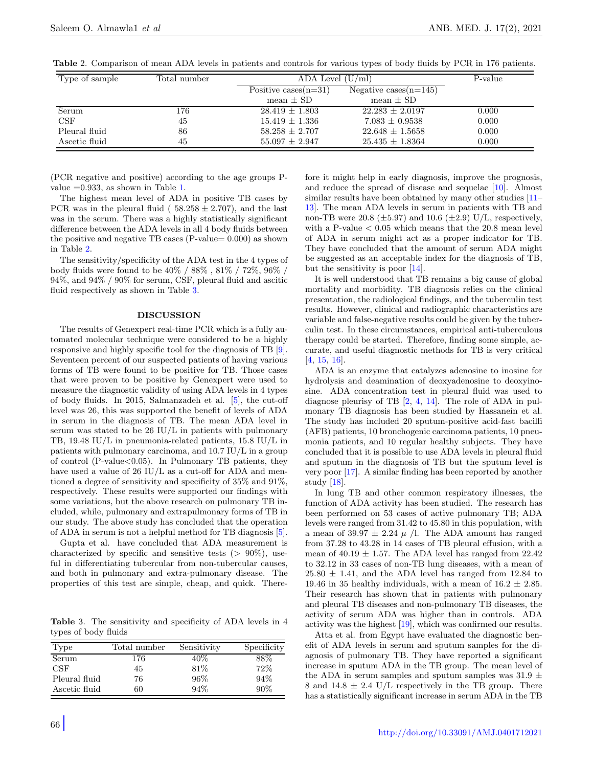Table 2. Comparison of mean ADA levels in patients and controls for various types of body fluids by PCR in 176 patients.

| Type of sample | Total number | ADA Level (U/ml) | | P-value |
|---|---|---|---|---|
| | | Positive cases(n=31) mean ± SD | Negative cases(n=145) mean ± SD | |
| Serum | 176 | 28.419 ± 1.803 | 22.283 ± 2.0197 | 0.000 |
| CSF | 45 | 15.419 ± 1.336 | 7.083 ± 0.9538 | 0.000 |
| Pleural fluid | 86 | 58.258 ± 2.707 | 22.648 ± 1.5658 | 0.000 |
| Ascetic fluid | 45 | 55.097 ± 2.947 | 25.435 ± 1.8364 | 0.000 |

(PCR negative and positive) according to the age groups P-value =0.933, as shown in Table 1.

The highest mean level of ADA in positive TB cases by PCR was in the pleural fluid ( 58.258 ± 2.707), and the last was in the serum. There was a highly statistically significant difference between the ADA levels in all 4 body fluids between the positive and negative TB cases (P-value= 0.000) as shown in Table 2.

The sensitivity/specificity of the ADA test in the 4 types of body fluids were found to be 40% / 88% , 81% / 72%, 96% / 94%, and 94% / 90% for serum, CSF, pleural fluid and ascitic fluid respectively as shown in Table 3.

## DISCUSSION

The results of Genexpert real-time PCR which is a fully automated molecular technique were considered to be a highly responsive and highly specific tool for the diagnosis of TB [9]. Seventeen percent of our suspected patients of having various forms of TB were found to be positive for TB. Those cases that were proven to be positive by Genexpert were used to measure the diagnostic validity of using ADA levels in 4 types of body fluids. In 2015, Salmanzadeh et al. [5], the cut-off level was 26, this was supported the benefit of levels of ADA in serum in the diagnosis of TB. The mean ADA level in serum was stated to be 26 IU/L in patients with pulmonary TB, 19.48 IU/L in pneumonia-related patients, 15.8 IU/L in patients with pulmonary carcinoma, and 10.7 IU/L in a group of control (P-value<0.05). In Pulmonary TB patients, they have used a value of 26 IU/L as a cut-off for ADA and mentioned a degree of sensitivity and specificity of 35% and 91%, respectively. These results were supported our findings with some variations, but the above research on pulmonary TB included, while, pulmonary and extrapulmonary forms of TB in our study. The above study has concluded that the operation of ADA in serum is not a helpful method for TB diagnosis [5].

Gupta et al. have concluded that ADA measurement is characterized by specific and sensitive tests (> 90%), useful in differentiating tubercular from non-tubercular causes, and both in pulmonary and extra-pulmonary disease. The properties of this test are simple, cheap, and quick. Therefore it might help in early diagnosis, improve the prognosis, and reduce the spread of disease and sequelae [10]. Almost similar results have been obtained by many other studies [11–13]. The mean ADA levels in serum in patients with TB and non-TB were 20.8 (±5.97) and 10.6 (±2.9) U/L, respectively, with a P-value < 0.05 which means that the 20.8 mean level of ADA in serum might act as a proper indicator for TB. They have concluded that the amount of serum ADA might be suggested as an acceptable index for the diagnosis of TB, but the sensitivity is poor [14].

Table 3. The sensitivity and specificity of ADA levels in 4 types of body fluids

| Type | Total number | Sensitivity | Specificity |
|---|---|---|---|
| Serum | 176 | 40% | 88% |
| CSF | 45 | 81% | 72% |
| Pleural fluid | 76 | 96% | 94% |
| Ascetic fluid | 60 | 94% | 90% |

It is well understood that TB remains a big cause of global mortality and morbidity. TB diagnosis relies on the clinical presentation, the radiological findings, and the tuberculin test results. However, clinical and radiographic characteristics are variable and false-negative results could be given by the tuberculin test. In these circumstances, empirical anti-tuberculous therapy could be started. Therefore, finding some simple, accurate, and useful diagnostic methods for TB is very critical [4, 15, 16].

ADA is an enzyme that catalyzes adenosine to inosine for hydrolysis and deamination of deoxyadenosine to deoxyinosine. ADA concentration test in pleural fluid was used to diagnose pleurisy of TB [2, 4, 14]. The role of ADA in pulmonary TB diagnosis has been studied by Hassanein et al. The study has included 20 sputum-positive acid-fast bacilli (AFB) patients, 10 bronchogenic carcinoma patients, 10 pneumonia patients, and 10 regular healthy subjects. They have concluded that it is possible to use ADA levels in pleural fluid and sputum in the diagnosis of TB but the sputum level is very poor [17]. A similar finding has been reported by another study [18].

In lung TB and other common respiratory illnesses, the function of ADA activity has been studied. The research has been performed on 53 cases of active pulmonary TB; ADA levels were ranged from 31.42 to 45.80 in this population, with a mean of 39.97 ± 2.24 $\mu$ /l. The ADA amount has ranged from 37.28 to 43.28 in 14 cases of TB pleural effusion, with a mean of 40.19 ± 1.57. The ADA level has ranged from 22.42 to 32.12 in 33 cases of non-TB lung diseases, with a mean of 25.80 ± 1.41, and the ADA level has ranged from 12.84 to 19.46 in 35 healthy individuals, with a mean of 16.2 ± 2.85. Their research has shown that in patients with pulmonary and pleural TB diseases and non-pulmonary TB diseases, the activity of serum ADA was higher than in controls. ADA activity was the highest [19], which was confirmed our results.

Atta et al. from Egypt have evaluated the diagnostic benefit of ADA levels in serum and sputum samples for the diagnosis of pulmonary TB. They have reported a significant increase in sputum ADA in the TB group. The mean level of the ADA in serum samples and sputum samples was 31.9 ± 8 and 14.8 ± 2.4 U/L respectively in the TB group. There has a statistically significant increase in serum ADA in the TB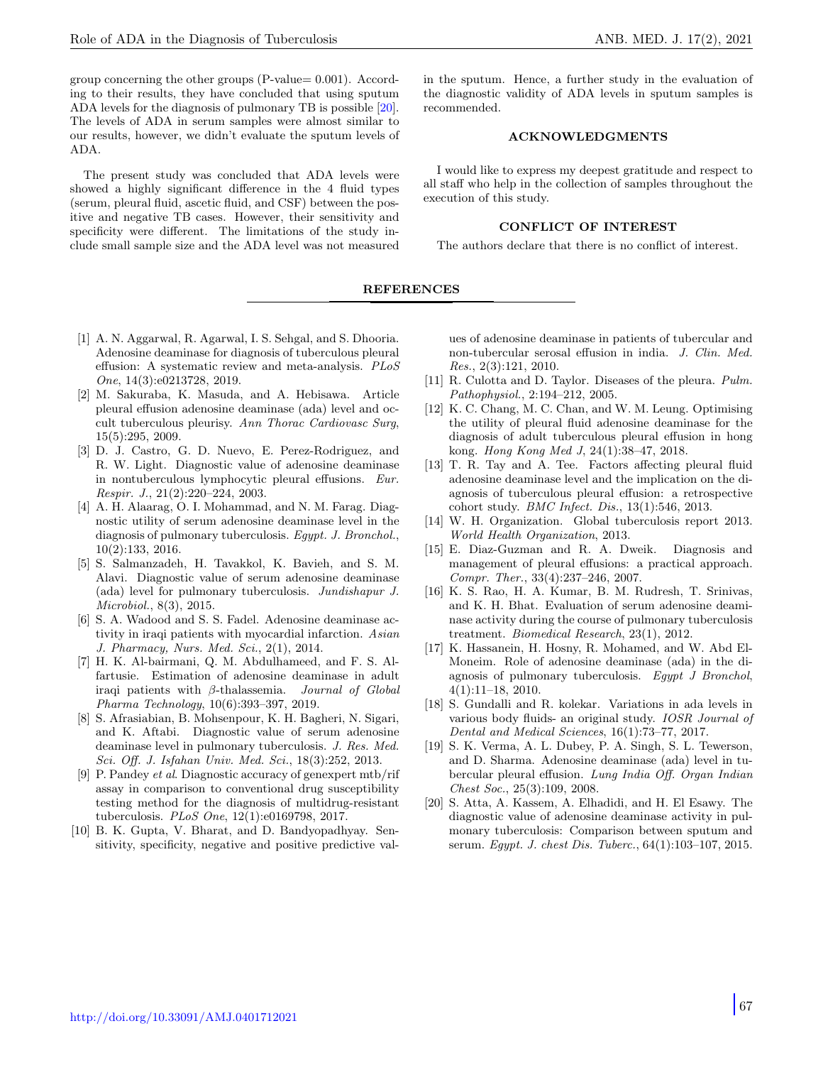group concerning the other groups (P-value= 0.001). According to their results, they have concluded that using sputum ADA levels for the diagnosis of pulmonary TB is possible [20]. The levels of ADA in serum samples were almost similar to our results, however, we didn't evaluate the sputum levels of ADA.

The present study was concluded that ADA levels were showed a highly significant difference in the 4 fluid types (serum, pleural fluid, ascetic fluid, and CSF) between the positive and negative TB cases. However, their sensitivity and specificity were different. The limitations of the study include small sample size and the ADA level was not measured in the sputum. Hence, a further study in the evaluation of the diagnostic validity of ADA levels in sputum samples is recommended.

## ACKNOWLEDGMENTS

I would like to express my deepest gratitude and respect to all staff who help in the collection of samples throughout the execution of this study.

## CONFLICT OF INTEREST

The authors declare that there is no conflict of interest.

## REFERENCES

[1] A. N. Aggarwal, R. Agarwal, I. S. Sehgal, and S. Dhooria. Adenosine deaminase for diagnosis of tuberculous pleural effusion: A systematic review and meta-analysis. *PLoS One*, 14(3):e0213728, 2019.

[2] M. Sakuraba, K. Masuda, and A. Hebisawa. Article pleural effusion adenosine deaminase (ada) level and occult tuberculous pleurisy. *Ann Thorac Cardiovasc Surg*, 15(5):295, 2009.

[3] D. J. Castro, G. D. Nuevo, E. Perez-Rodriguez, and R. W. Light. Diagnostic value of adenosine deaminase in nontuberculous lymphocytic pleural effusions. *Eur. Respir. J.*, 21(2):220–224, 2003.

[4] A. H. Alaarag, O. I. Mohammad, and N. M. Farag. Diagnostic utility of serum adenosine deaminase level in the diagnosis of pulmonary tuberculosis. *Egypt. J. Bronchol.*, 10(2):133, 2016.

[5] S. Salmanzadeh, H. Tavakkol, K. Bavieh, and S. M. Alavi. Diagnostic value of serum adenosine deaminase (ada) level for pulmonary tuberculosis. *Jundishapur J. Microbiol.*, 8(3), 2015.

[6] S. A. Wadood and S. S. Fadel. Adenosine deaminase activity in iraqi patients with myocardial infarction. *Asian J. Pharmacy, Nurs. Med. Sci.*, 2(1), 2014.

[7] H. K. Al-bairmani, Q. M. Abdulhameed, and F. S. Alfartusie. Estimation of adenosine deaminase in adult iraqi patients with β-thalassemia. *Journal of Global Pharma Technology*, 10(6):393–397, 2019.

[8] S. Afrasiabian, B. Mohsenpour, K. H. Bagheri, N. Sigari, and K. Aftabi. Diagnostic value of serum adenosine deaminase level in pulmonary tuberculosis. *J. Res. Med. Sci. Off. J. Isfahan Univ. Med. Sci.*, 18(3):252, 2013.

[9] P. Pandey *et al*. Diagnostic accuracy of genexpert mtb/rif assay in comparison to conventional drug susceptibility testing method for the diagnosis of multidrug-resistant tuberculosis. *PLoS One*, 12(1):e0169798, 2017.

[10] B. K. Gupta, V. Bharat, and D. Bandyopadhyay. Sensitivity, specificity, negative and positive predictive values of adenosine deaminase in patients of tubercular and non-tubercular serosal effusion in india. *J. Clin. Med. Res.*, 2(3):121, 2010.

[11] R. Culotta and D. Taylor. Diseases of the pleura. *Pulm. Pathophysiol.*, 2:194–212, 2005.

[12] K. C. Chang, M. C. Chan, and W. M. Leung. Optimising the utility of pleural fluid adenosine deaminase for the diagnosis of adult tuberculous pleural effusion in hong kong. *Hong Kong Med J*, 24(1):38–47, 2018.

[13] T. R. Tay and A. Tee. Factors affecting pleural fluid adenosine deaminase level and the implication on the diagnosis of tuberculous pleural effusion: a retrospective cohort study. *BMC Infect. Dis.*, 13(1):546, 2013.

[14] W. H. Organization. Global tuberculosis report 2013. *World Health Organization*, 2013.

[15] E. Diaz-Guzman and R. A. Dweik. Diagnosis and management of pleural effusions: a practical approach. *Compr. Ther.*, 33(4):237–246, 2007.

[16] K. S. Rao, H. A. Kumar, B. M. Rudresh, T. Srinivas, and K. H. Bhat. Evaluation of serum adenosine deaminase activity during the course of pulmonary tuberculosis treatment. *Biomedical Research*, 23(1), 2012.

[17] K. Hassanein, H. Hosny, R. Mohamed, and W. Abd El-Moneim. Role of adenosine deaminase (ada) in the diagnosis of pulmonary tuberculosis. *Egypt J Bronchol*, 4(1):11–18, 2010.

[18] S. Gundalli and R. kolekar. Variations in ada levels in various body fluids- an original study. *IOSR Journal of Dental and Medical Sciences*, 16(1):73–77, 2017.

[19] S. K. Verma, A. L. Dubey, P. A. Singh, S. L. Tewerson, and D. Sharma. Adenosine deaminase (ada) level in tubercular pleural effusion. *Lung India Off. Organ Indian Chest Soc.*, 25(3):109, 2008.

[20] S. Atta, A. Kassem, A. Elhadidi, and H. El Esawy. The diagnostic value of adenosine deaminase activity in pulmonary tuberculosis: Comparison between sputum and serum. *Egypt. J. chest Dis. Tuberc.*, 64(1):103–107, 2015.